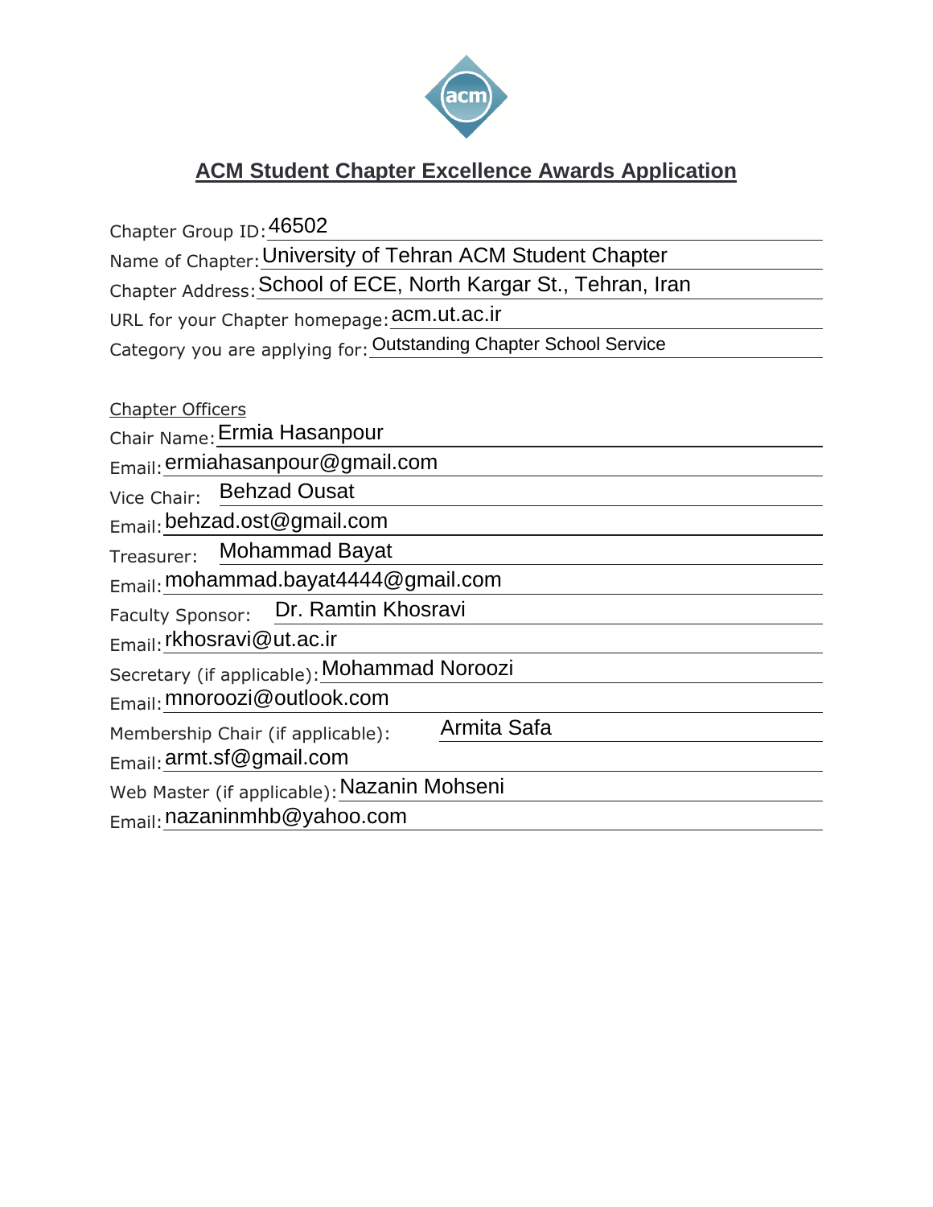# ACM Student Chapter Excellence Awards Application

Chapter Group ID: 46502

Name of Chapter: University of Tehran ACM Student Chapter

Chapter Address: School of ECE, North Kargar St., Tehran, Iran

URL for your Chapter homepage: acm.ut.ac.ir

Category you are applying for: Outstanding Chapter School Service

## Chapter Officers

Chair Name: Ermia Hasanpour

Email: ermiahasanpour@gmail.com

Vice Chair: Behzad Ousat

Email: behzad.ost@gmail.com

Treasurer: Mohammad Bayat

Email: mohammad.bayat4444@gmail.com

Faculty Sponsor: Dr. Ramtin Khosravi

Email: rkhosravi@ut.ac.ir

Secretary (if applicable): Mohammad Noroozi

Email: mnoroozi@outlook.com

Membership Chair (if applicable): Armita Safa

Email: armt.sf@gmail.com

Web Master (if applicable): Nazanin Mohseni

Email: nazaninmhb@yahoo.com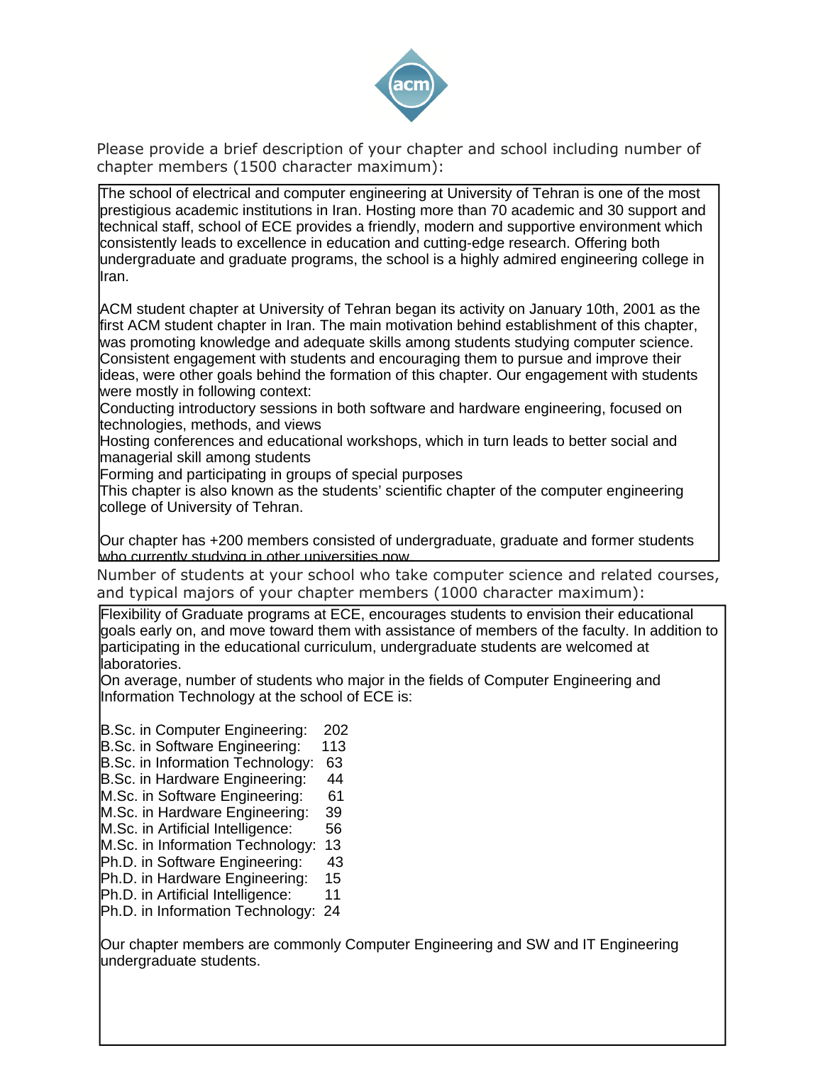Please provide a brief description of your chapter and school including number of chapter members (1500 character maximum):

The school of electrical and computer engineering at University of Tehran is one of the most prestigious academic institutions in Iran. Hosting more than 70 academic and 30 support and technical staff, school of ECE provides a friendly, modern and supportive environment which consistently leads to excellence in education and cutting-edge research. Offering both undergraduate and graduate programs, the school is a highly admired engineering college in Iran.

ACM student chapter at University of Tehran began its activity on January 10th, 2001 as the first ACM student chapter in Iran. The main motivation behind establishment of this chapter, was promoting knowledge and adequate skills among students studying computer science. Consistent engagement with students and encouraging them to pursue and improve their ideas, were other goals behind the formation of this chapter. Our engagement with students were mostly in following context:
Conducting introductory sessions in both software and hardware engineering, focused on technologies, methods, and views
Hosting conferences and educational workshops, which in turn leads to better social and managerial skill among students
Forming and participating in groups of special purposes
This chapter is also known as the students' scientific chapter of the computer engineering college of University of Tehran.

Our chapter has +200 members consisted of undergraduate, graduate and former students who currently studying in other universities now.

Number of students at your school who take computer science and related courses, and typical majors of your chapter members (1000 character maximum):

Flexibility of Graduate programs at ECE, encourages students to envision their educational goals early on, and move toward them with assistance of members of the faculty. In addition to participating in the educational curriculum, undergraduate students are welcomed at laboratories.
On average, number of students who major in the fields of Computer Engineering and Information Technology at the school of ECE is:

| Program | Students |
|---|---|
| B.Sc. in Computer Engineering: | 202 |
| B.Sc. in Software Engineering: | 113 |
| B.Sc. in Information Technology: | 63 |
| B.Sc. in Hardware Engineering: | 44 |
| M.Sc. in Software Engineering: | 61 |
| M.Sc. in Hardware Engineering: | 39 |
| M.Sc. in Artificial Intelligence: | 56 |
| M.Sc. in Information Technology: | 13 |
| Ph.D. in Software Engineering: | 43 |
| Ph.D. in Hardware Engineering: | 15 |
| Ph.D. in Artificial Intelligence: | 11 |
| Ph.D. in Information Technology: | 24 |

Our chapter members are commonly Computer Engineering and SW and IT Engineering undergraduate students.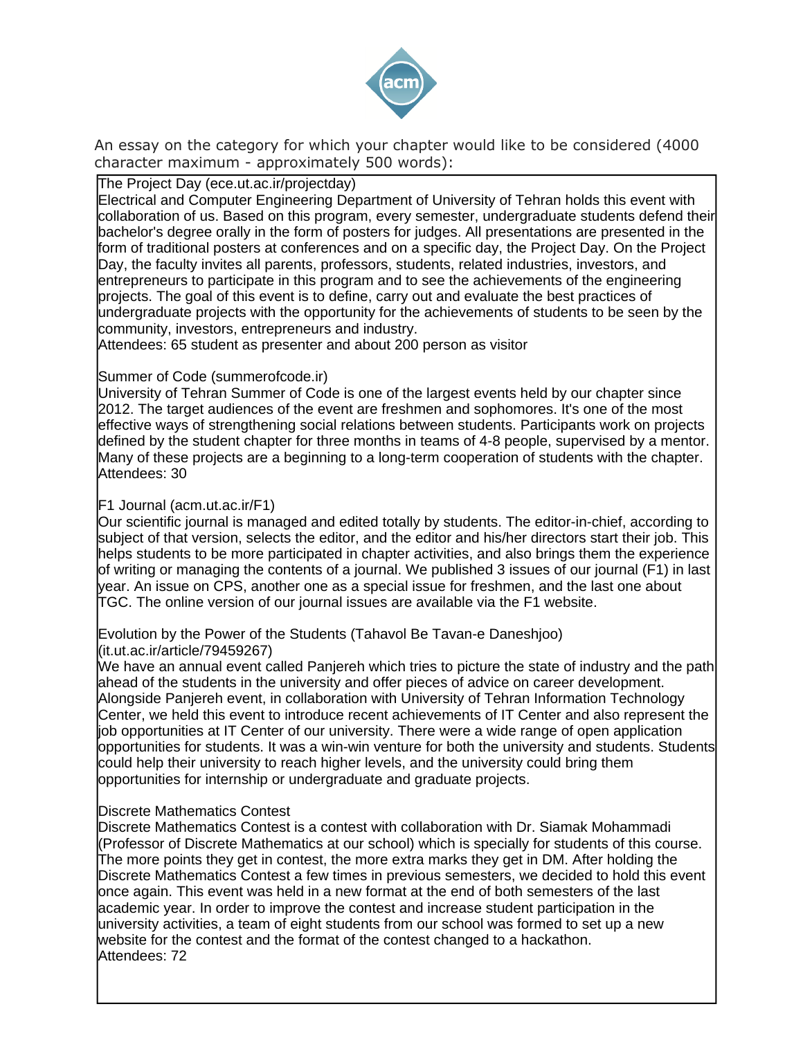An essay on the category for which your chapter would like to be considered (4000 character maximum - approximately 500 words):

The Project Day (ece.ut.ac.ir/projectday)
Electrical and Computer Engineering Department of University of Tehran holds this event with collaboration of us. Based on this program, every semester, undergraduate students defend their bachelor's degree orally in the form of posters for judges. All presentations are presented in the form of traditional posters at conferences and on a specific day, the Project Day. On the Project Day, the faculty invites all parents, professors, students, related industries, investors, and entrepreneurs to participate in this program and to see the achievements of the engineering projects. The goal of this event is to define, carry out and evaluate the best practices of undergraduate projects with the opportunity for the achievements of students to be seen by the community, investors, entrepreneurs and industry.
Attendees: 65 student as presenter and about 200 person as visitor

Summer of Code (summerofcode.ir)
University of Tehran Summer of Code is one of the largest events held by our chapter since 2012. The target audiences of the event are freshmen and sophomores. It's one of the most effective ways of strengthening social relations between students. Participants work on projects defined by the student chapter for three months in teams of 4-8 people, supervised by a mentor. Many of these projects are a beginning to a long-term cooperation of students with the chapter.
Attendees: 30

F1 Journal (acm.ut.ac.ir/F1)
Our scientific journal is managed and edited totally by students. The editor-in-chief, according to subject of that version, selects the editor, and the editor and his/her directors start their job. This helps students to be more participated in chapter activities, and also brings them the experience of writing or managing the contents of a journal. We published 3 issues of our journal (F1) in last year. An issue on CPS, another one as a special issue for freshmen, and the last one about TGC. The online version of our journal issues are available via the F1 website.

Evolution by the Power of the Students (Tahavol Be Tavan-e Daneshjoo) (it.ut.ac.ir/article/79459267)
We have an annual event called Panjereh which tries to picture the state of industry and the path ahead of the students in the university and offer pieces of advice on career development. Alongside Panjereh event, in collaboration with University of Tehran Information Technology Center, we held this event to introduce recent achievements of IT Center and also represent the job opportunities at IT Center of our university. There were a wide range of open application opportunities for students. It was a win-win venture for both the university and students. Students could help their university to reach higher levels, and the university could bring them opportunities for internship or undergraduate and graduate projects.

Discrete Mathematics Contest
Discrete Mathematics Contest is a contest with collaboration with Dr. Siamak Mohammadi (Professor of Discrete Mathematics at our school) which is specially for students of this course. The more points they get in contest, the more extra marks they get in DM. After holding the Discrete Mathematics Contest a few times in previous semesters, we decided to hold this event once again. This event was held in a new format at the end of both semesters of the last academic year. In order to improve the contest and increase student participation in the university activities, a team of eight students from our school was formed to set up a new website for the contest and the format of the contest changed to a hackathon.
Attendees: 72